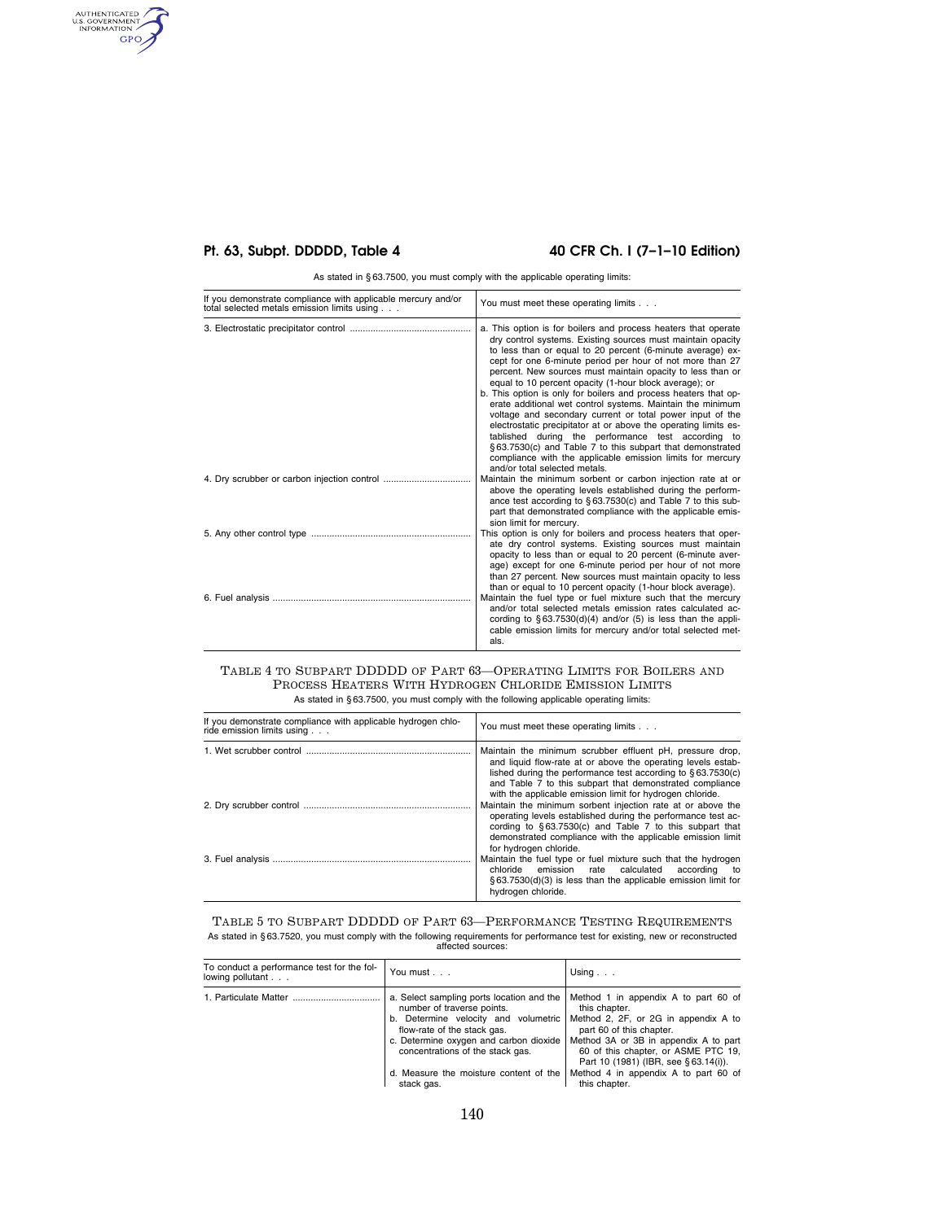As stated in §63.7500, you must comply with the applicable operating limits:

| If you demonstrate compliance with applicable mercury and/or total selected metals emission limits using . . . | You must meet these operating limits . . . |
|---|---|
| 3. Electrostatic precipitator control | a. This option is for boilers and process heaters that operate dry control systems. Existing sources must maintain opacity to less than or equal to 20 percent (6-minute average) except for one 6-minute period per hour of not more than 27 percent. New sources must maintain opacity to less than or equal to 10 percent opacity (1-hour block average); or<br>b. This option is only for boilers and process heaters that operate additional wet control systems. Maintain the minimum voltage and secondary current or total power input of the electrostatic precipitator at or above the operating limits established during the performance test according to §63.7530(c) and Table 7 to this subpart that demonstrated compliance with the applicable emission limits for mercury and/or total selected metals. |
| 4. Dry scrubber or carbon injection control | Maintain the minimum sorbent or carbon injection rate at or above the operating levels established during the performance test according to §63.7530(c) and Table 7 to this subpart that demonstrated compliance with the applicable emission limit for mercury. |
| 5. Any other control type | This option is only for boilers and process heaters that operate dry control systems. Existing sources must maintain opacity to less than or equal to 20 percent (6-minute average) except for one 6-minute period per hour of not more than 27 percent. New sources must maintain opacity to less than or equal to 10 percent opacity (1-hour block average). |
| 6. Fuel analysis | Maintain the fuel type or fuel mixture such that the mercury and/or total selected metals emission rates calculated according to §63.7530(d)(4) and/or (5) is less than the applicable emission limits for mercury and/or total selected metals. |

## TABLE 4 TO SUBPART DDDDD OF PART 63—OPERATING LIMITS FOR BOILERS AND PROCESS HEATERS WITH HYDROGEN CHLORIDE EMISSION LIMITS

As stated in §63.7500, you must comply with the following applicable operating limits:

| If you demonstrate compliance with applicable hydrogen chloride emission limits using . . . | You must meet these operating limits . . . |
|---|---|
| 1. Wet scrubber control | Maintain the minimum scrubber effluent pH, pressure drop, and liquid flow-rate at or above the operating levels established during the performance test according to §63.7530(c) and Table 7 to this subpart that demonstrated compliance with the applicable emission limit for hydrogen chloride. |
| 2. Dry scrubber control | Maintain the minimum sorbent injection rate at or above the operating levels established during the performance test according to §63.7530(c) and Table 7 to this subpart that demonstrated compliance with the applicable emission limit for hydrogen chloride. |
| 3. Fuel analysis | Maintain the fuel type or fuel mixture such that the hydrogen chloride emission rate calculated according to §63.7530(d)(3) is less than the applicable emission limit for hydrogen chloride. |

## TABLE 5 TO SUBPART DDDDD OF PART 63—PERFORMANCE TESTING REQUIREMENTS

As stated in §63.7520, you must comply with the following requirements for performance test for existing, new or reconstructed affected sources:

| To conduct a performance test for the following pollutant . . . | You must . . . | Using . . . |
|---|---|---|
| 1. Particulate Matter | a. Select sampling ports location and the number of traverse points. | Method 1 in appendix A to part 60 of this chapter. |
| | b. Determine velocity and volumetric flow-rate of the stack gas. | Method 2, 2F, or 2G in appendix A to part 60 of this chapter. |
| | c. Determine oxygen and carbon dioxide concentrations of the stack gas. | Method 3A or 3B in appendix A to part 60 of this chapter, or ASME PTC 19, Part 10 (1981) (IBR, see §63.14(i)). |
| | d. Measure the moisture content of the stack gas. | Method 4 in appendix A to part 60 of this chapter. |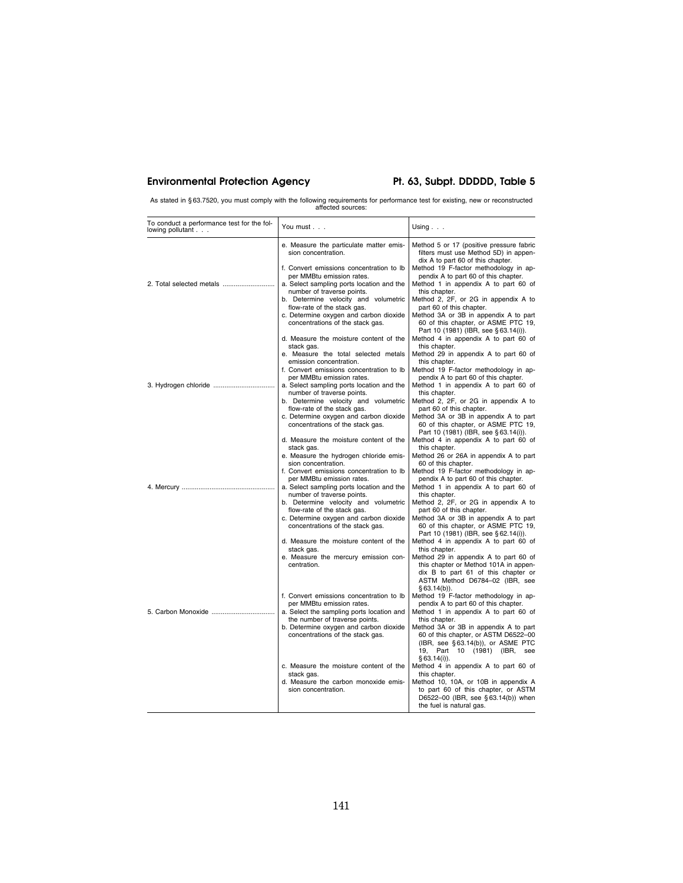As stated in §63.7520, you must comply with the following requirements for performance test for existing, new or reconstructed affected sources:

| To conduct a performance test for the following pollutant . . . | You must . . . | Using . . . |
|---|---|---|
| | e. Measure the particulate matter emission concentration. | Method 5 or 17 (positive pressure fabric filters must use Method 5D) in appendix A to part 60 of this chapter. |
| | f. Convert emissions concentration to lb per MMBtu emission rates. | Method 19 F-factor methodology in appendix A to part 60 of this chapter. |
| 2. Total selected metals | a. Select sampling ports location and the number of traverse points. | Method 1 in appendix A to part 60 of this chapter. |
| | b. Determine velocity and volumetric flow-rate of the stack gas. | Method 2, 2F, or 2G in appendix A to part 60 of this chapter. |
| | c. Determine oxygen and carbon dioxide concentrations of the stack gas. | Method 3A or 3B in appendix A to part 60 of this chapter, or ASME PTC 19, Part 10 (1981) (IBR, see §63.14(i)). |
| | d. Measure the moisture content of the stack gas. | Method 4 in appendix A to part 60 of this chapter. |
| | e. Measure the total selected metals emission concentration. | Method 29 in appendix A to part 60 of this chapter. |
| | f. Convert emissions concentration to lb per MMBtu emission rates. | Method 19 F-factor methodology in appendix A to part 60 of this chapter. |
| 3. Hydrogen chloride | a. Select sampling ports location and the number of traverse points. | Method 1 in appendix A to part 60 of this chapter. |
| | b. Determine velocity and volumetric flow-rate of the stack gas. | Method 2, 2F, or 2G in appendix A to part 60 of this chapter. |
| | c. Determine oxygen and carbon dioxide concentrations of the stack gas. | Method 3A or 3B in appendix A to part 60 of this chapter, or ASME PTC 19, Part 10 (1981) (IBR, see §63.14(i)). |
| | d. Measure the moisture content of the stack gas. | Method 4 in appendix A to part 60 of this chapter. |
| | e. Measure the hydrogen chloride emission concentration. | Method 26 or 26A in appendix A to part 60 of this chapter. |
| | f. Convert emissions concentration to lb per MMBtu emission rates. | Method 19 F-factor methodology in appendix A to part 60 of this chapter. |
| 4. Mercury | a. Select sampling ports location and the number of traverse points. | Method 1 in appendix A to part 60 of this chapter. |
| | b. Determine velocity and volumetric flow-rate of the stack gas. | Method 2, 2F, or 2G in appendix A to part 60 of this chapter. |
| | c. Determine oxygen and carbon dioxide concentrations of the stack gas. | Method 3A or 3B in appendix A to part 60 of this chapter, or ASME PTC 19, Part 10 (1981) (IBR, see §62.14(i)). |
| | d. Measure the moisture content of the stack gas. | Method 4 in appendix A to part 60 of this chapter. |
| | e. Measure the mercury emission concentration. | Method 29 in appendix A to part 60 of this chapter or Method 101A in appendix B to part 61 of this chapter or ASTM Method D6784–02 (IBR, see §63.14(b)). |
| | f. Convert emissions concentration to lb per MMBtu emission rates. | Method 19 F-factor methodology in appendix A to part 60 of this chapter. |
| 5. Carbon Monoxide | a. Select the sampling ports location and the number of traverse points. | Method 1 in appendix A to part 60 of this chapter. |
| | b. Determine oxygen and carbon dioxide concentrations of the stack gas. | Method 3A or 3B in appendix A to part 60 of this chapter, or ASTM D6522–00 (IBR, see §63.14(b)), or ASME PTC 19, Part 10 (1981) (IBR, see §63.14(i)). |
| | c. Measure the moisture content of the stack gas. | Method 4 in appendix A to part 60 of this chapter. |
| | d. Measure the carbon monoxide emission concentration. | Method 10, 10A, or 10B in appendix A to part 60 of this chapter, or ASTM D6522–00 (IBR, see §63.14(b)) when the fuel is natural gas. |